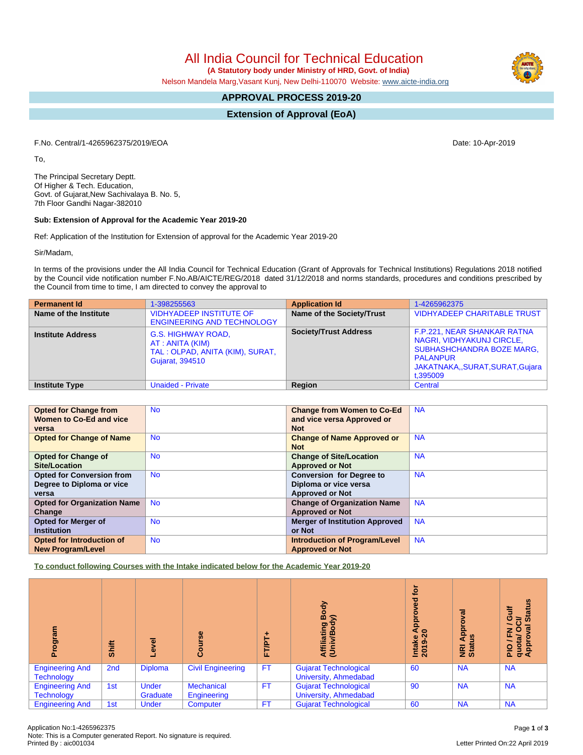# All India Council for Technical Education

**(A Statutory body under Ministry of HRD, Govt. of India)**

Nelson Mandela Marg,Vasant Kunj, New Delhi-110070 Website: www.aicte-india.org

## APPROVAL PROCESS 2019-20

## Extension of Approval (EoA)

F.No. Central/1-4265962375/2019/EOA

Date: 10-Apr-2019

To,

The Principal Secretary Deptt.
Of Higher & Tech. Education,
Govt. of Gujarat,New Sachivalaya B. No. 5,
7th Floor Gandhi Nagar-382010

**Sub: Extension of Approval for the Academic Year 2019-20**

Ref: Application of the Institution for Extension of approval for the Academic Year 2019-20

Sir/Madam,

In terms of the provisions under the All India Council for Technical Education (Grant of Approvals for Technical Institutions) Regulations 2018 notified by the Council vide notification number F.No.AB/AICTE/REG/2018 dated 31/12/2018 and norms standards, procedures and conditions prescribed by the Council from time to time, I am directed to convey the approval to

| **Permanent Id** | 1-398255563 | **Application Id** | 1-4265962375 |
|---|---|---|---|
| **Name of the Institute** | VIDHYADEEP INSTITUTE OF ENGINEERING AND TECHNOLOGY | **Name of the Society/Trust** | VIDHYADEEP CHARITABLE TRUST |
| **Institute Address** | G.S. HIGHWAY ROAD, AT : ANITA (KIM) TAL : OLPAD, ANITA (KIM), SURAT, Gujarat, 394510 | **Society/Trust Address** | F.P.221, NEAR SHANKAR RATNA NAGRI, VIDHYAKUNJ CIRCLE, SUBHASHCHANDRA BOZE MARG, PALANPUR JAKATNAKA,,SURAT,SURAT,Gujarat,395009 |
| **Institute Type** | Unaided - Private | **Region** | Central |

| **Opted for Change from Women to Co-Ed and vice versa** | No | **Change from Women to Co-Ed and vice versa Approved or Not** | NA |
|---|---|---|---|
| **Opted for Change of Name** | No | **Change of Name Approved or Not** | NA |
| **Opted for Change of Site/Location** | No | **Change of Site/Location Approved or Not** | NA |
| **Opted for Conversion from Degree to Diploma or vice versa** | No | **Conversion for Degree to Diploma or vice versa Approved or Not** | NA |
| **Opted for Organization Name Change** | No | **Change of Organization Name Approved or Not** | NA |
| **Opted for Merger of Institution** | No | **Merger of Institution Approved or Not** | NA |
| **Opted for Introduction of New Program/Level** | No | **Introduction of Program/Level Approved or Not** | NA |

**To conduct following Courses with the Intake indicated below for the Academic Year 2019-20**

| Program | Shift | Level | Course | FT/PT+ | Affiliating Body (Univ/Body) | Intake Approved for 2019-20 | NRI Approval Status | PIO / FN / Gulf quota/ OCI/ Approval Status |
|---|---|---|---|---|---|---|---|---|
| Engineering And Technology | 2nd | Diploma | Civil Engineering | FT | Gujarat Technological University, Ahmedabad | 60 | NA | NA |
| Engineering And Technology | 1st | Under Graduate | Mechanical Engineering | FT | Gujarat Technological University, Ahmedabad | 90 | NA | NA |
| Engineering And | 1st | Under | Computer | FT | Gujarat Technological | 60 | NA | NA |

Application No:1-4265962375
Note: This is a Computer generated Report. No signature is required.
Printed By : aic001034

Letter Printed On:22 April 2019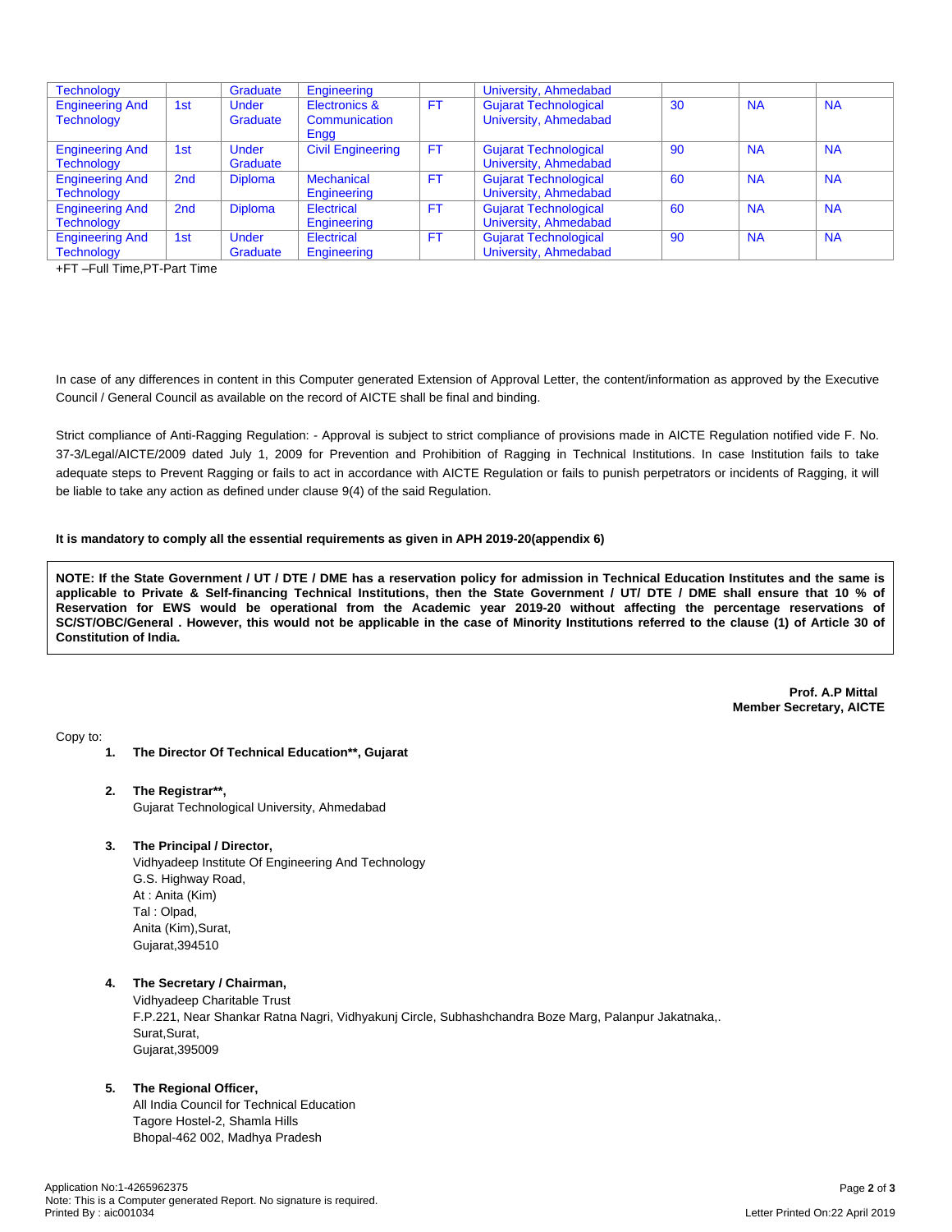| Technology | | Graduate | Engineering | | University, Ahmedabad | | | |
|---|---|---|---|---|---|---|---|---|
| Engineering And Technology | 1st | Under Graduate | Electronics & Communication Engg | FT | Gujarat Technological University, Ahmedabad | 30 | NA | NA |
| Engineering And Technology | 1st | Under Graduate | Civil Engineering | FT | Gujarat Technological University, Ahmedabad | 90 | NA | NA |
| Engineering And Technology | 2nd | Diploma | Mechanical Engineering | FT | Gujarat Technological University, Ahmedabad | 60 | NA | NA |
| Engineering And Technology | 2nd | Diploma | Electrical Engineering | FT | Gujarat Technological University, Ahmedabad | 60 | NA | NA |
| Engineering And Technology | 1st | Under Graduate | Electrical Engineering | FT | Gujarat Technological University, Ahmedabad | 90 | NA | NA |

+FT –Full Time,PT-Part Time

In case of any differences in content in this Computer generated Extension of Approval Letter, the content/information as approved by the Executive Council / General Council as available on the record of AICTE shall be final and binding.

Strict compliance of Anti-Ragging Regulation: - Approval is subject to strict compliance of provisions made in AICTE Regulation notified vide F. No. 37-3/Legal/AICTE/2009 dated July 1, 2009 for Prevention and Prohibition of Ragging in Technical Institutions. In case Institution fails to take adequate steps to Prevent Ragging or fails to act in accordance with AICTE Regulation or fails to punish perpetrators or incidents of Ragging, it will be liable to take any action as defined under clause 9(4) of the said Regulation.

**It is mandatory to comply all the essential requirements as given in APH 2019-20(appendix 6)**

**NOTE: If the State Government / UT / DTE / DME has a reservation policy for admission in Technical Education Institutes and the same is applicable to Private & Self-financing Technical Institutions, then the State Government / UT/ DTE / DME shall ensure that 10 % of Reservation for EWS would be operational from the Academic year 2019-20 without affecting the percentage reservations of SC/ST/OBC/General . However, this would not be applicable in the case of Minority Institutions referred to the clause (1) of Article 30 of Constitution of India.**

**Prof. A.P Mittal**
**Member Secretary, AICTE**

Copy to:

1. **The Director Of Technical Education**, Gujarat**

2. **The Registrar**,**
   Gujarat Technological University, Ahmedabad

3. **The Principal / Director,**
   Vidhyadeep Institute Of Engineering And Technology
   G.S. Highway Road,
   At : Anita (Kim)
   Tal : Olpad,
   Anita (Kim),Surat,
   Gujarat,394510

4. **The Secretary / Chairman,**
   Vidhyadeep Charitable Trust
   F.P.221, Near Shankar Ratna Nagri, Vidhyakunj Circle, Subhashchandra Boze Marg, Palanpur Jakatnaka,.
   Surat,Surat,
   Gujarat,395009

5. **The Regional Officer,**
   All India Council for Technical Education
   Tagore Hostel-2, Shamla Hills
   Bhopal-462 002, Madhya Pradesh

Application No:1-4265962375
Note: This is a Computer generated Report. No signature is required.
Printed By : aic001034

Letter Printed On:22 April 2019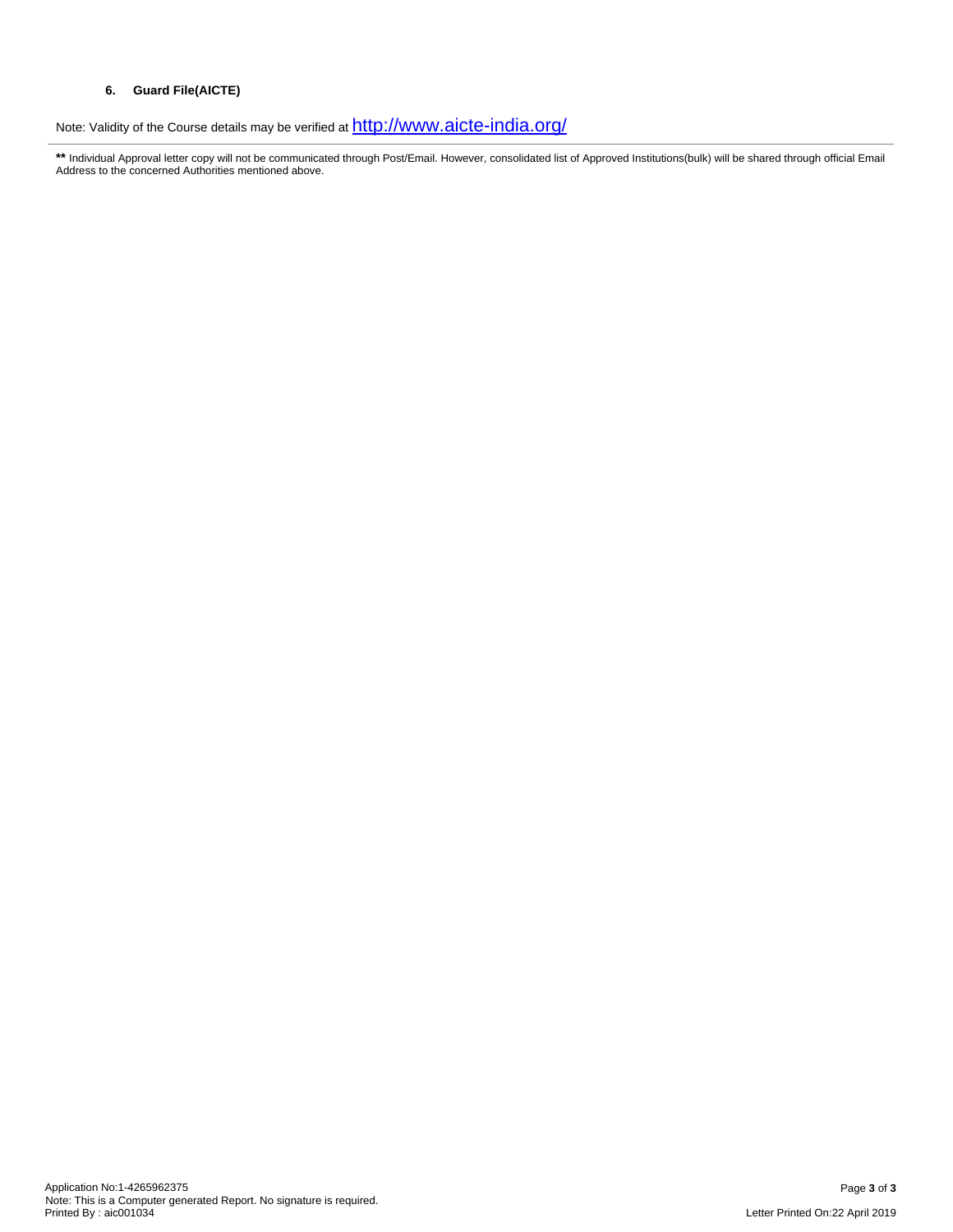6. **Guard File(AICTE)**

Note: Validity of the Course details may be verified at http://www.aicte-india.org/

---

**\*\*** Individual Approval letter copy will not be communicated through Post/Email. However, consolidated list of Approved Institutions(bulk) will be shared through official Email Address to the concerned Authorities mentioned above.

Application No:1-4265962375
Note: This is a Computer generated Report. No signature is required.
Printed By : aic001034

Letter Printed On:22 April 2019